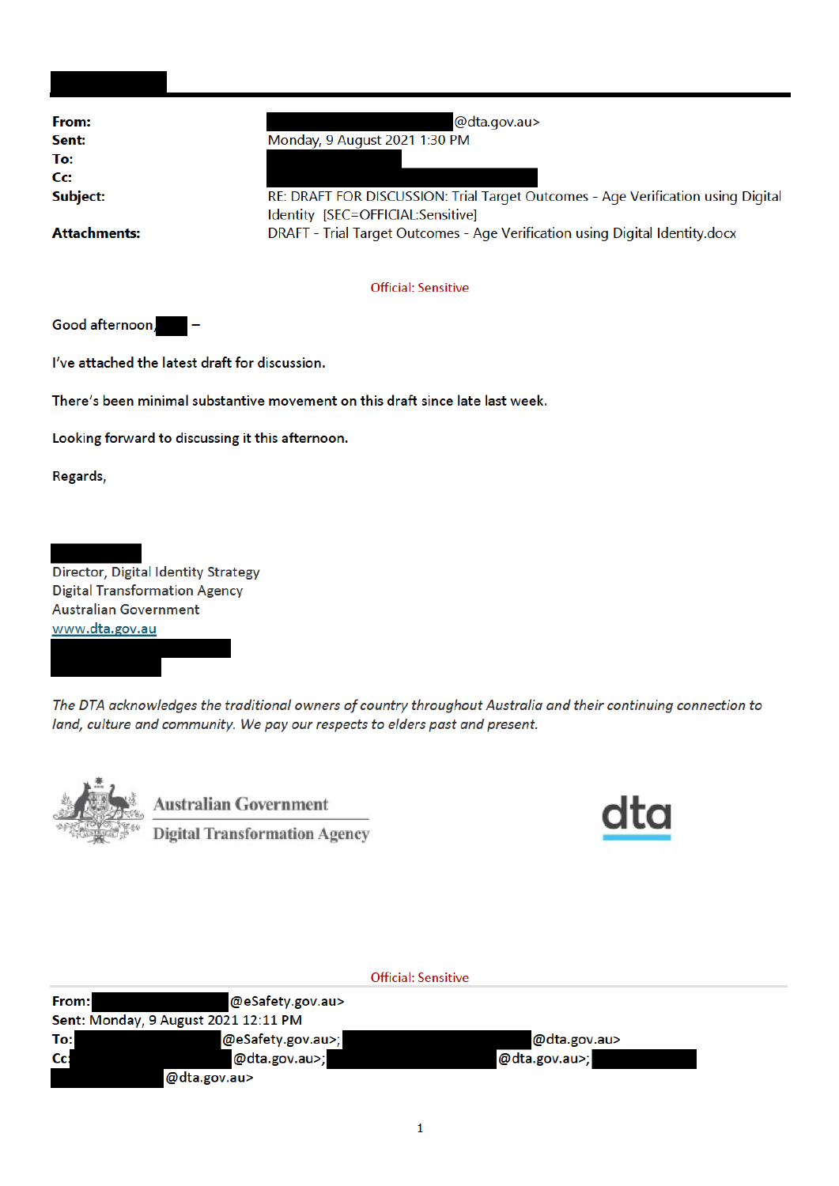| | |
|---|---|
| **From:** | @dta.gov.au> |
| **Sent:** | Monday, 9 August 2021 1:30 PM |
| **To:** | |
| **Cc:** | |
| **Subject:** | RE: DRAFT FOR DISCUSSION: Trial Target Outcomes - Age Verification using Digital Identity [SEC=OFFICIAL:Sensitive] |
| **Attachments:** | DRAFT - Trial Target Outcomes - Age Verification using Digital Identity.docx |

Official: Sensitive

Good afternoon, –

I've attached the latest draft for discussion.

There's been minimal substantive movement on this draft since late last week.

Looking forward to discussing it this afternoon.

Regards,

Director, Digital Identity Strategy
Digital Transformation Agency
Australian Government
www.dta.gov.au

*The DTA acknowledges the traditional owners of country throughout Australia and their continuing connection to land, culture and community. We pay our respects to elders past and present.*

Australian Government
Digital Transformation Agency

dta

Official: Sensitive

**From:** @eSafety.gov.au>
**Sent:** Monday, 9 August 2021 12:11 PM
**To:** @eSafety.gov.au>; @dta.gov.au>
**Cc:** @dta.gov.au>; @dta.gov.au>; @dta.gov.au>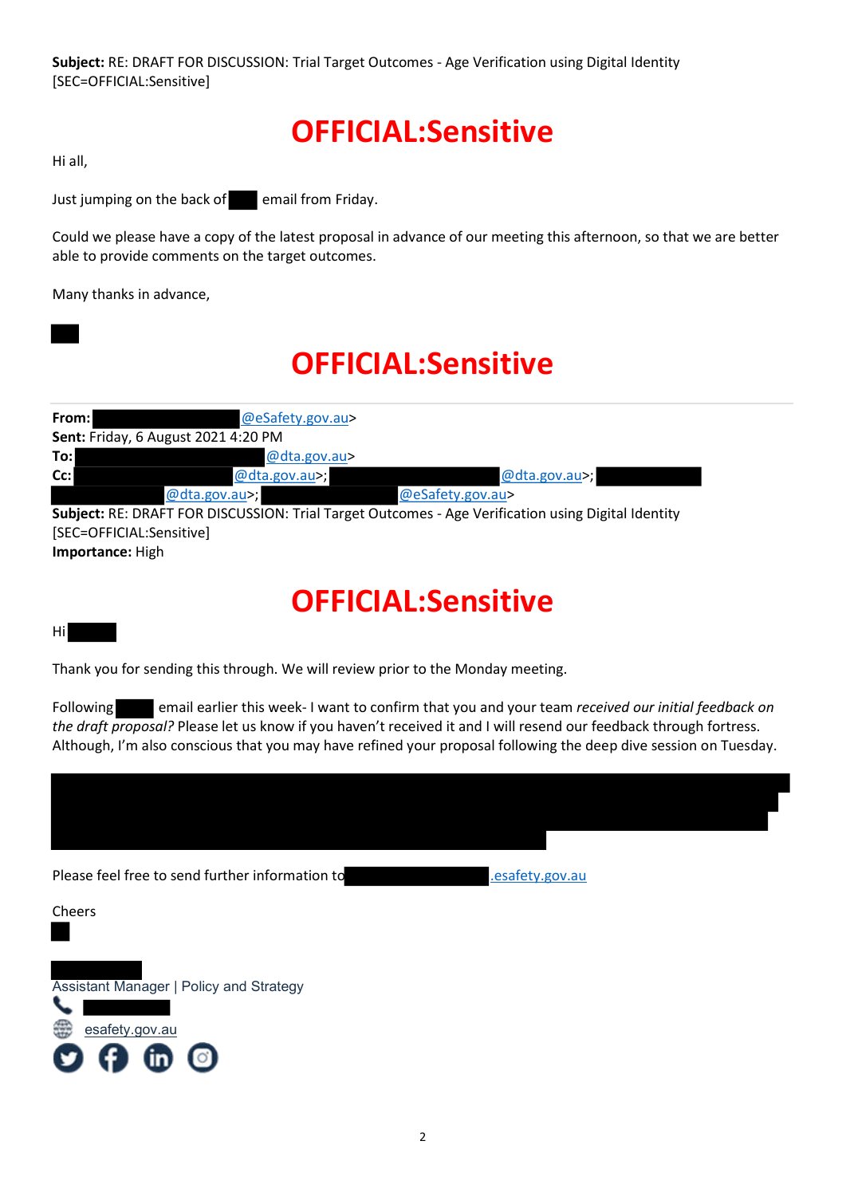**Subject:** RE: DRAFT FOR DISCUSSION: Trial Target Outcomes - Age Verification using Digital Identity [SEC=OFFICIAL:Sensitive]

# OFFICIAL:Sensitive

Hi all,

Just jumping on the back of ███ email from Friday.

Could we please have a copy of the latest proposal in advance of our meeting this afternoon, so that we are better able to provide comments on the target outcomes.

Many thanks in advance,

███

# OFFICIAL:Sensitive

---

**From:** ███@eSafety.gov.au>
**Sent:** Friday, 6 August 2021 4:20 PM
**To:** ███@dta.gov.au>
**Cc:** ███@dta.gov.au>; ███@dta.gov.au>; ███@dta.gov.au>; ███@eSafety.gov.au>
**Subject:** RE: DRAFT FOR DISCUSSION: Trial Target Outcomes - Age Verification using Digital Identity [SEC=OFFICIAL:Sensitive]
**Importance:** High

# OFFICIAL:Sensitive

Hi ███

Thank you for sending this through. We will review prior to the Monday meeting.

Following ███ email earlier this week- I want to confirm that you and your team *received our initial feedback on the draft proposal?* Please let us know if you haven't received it and I will resend our feedback through fortress. Although, I'm also conscious that you may have refined your proposal following the deep dive session on Tuesday.

███

Please feel free to send further information to ███.esafety.gov.au

Cheers
███

███
Assistant Manager | Policy and Strategy
███
esafety.gov.au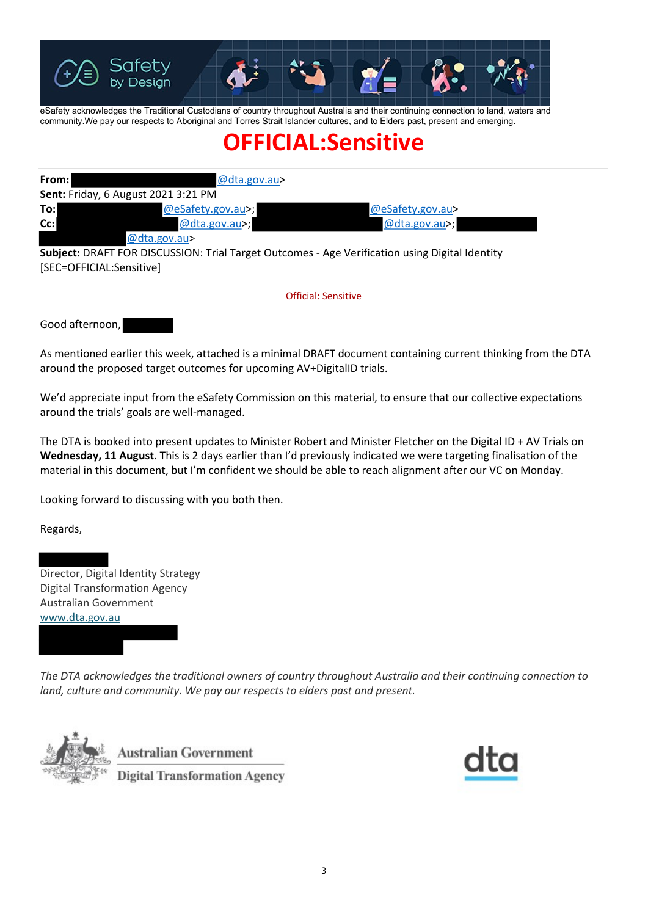eSafety acknowledges the Traditional Custodians of country throughout Australia and their continuing connection to land, waters and community.We pay our respects to Aboriginal and Torres Strait Islander cultures, and to Elders past, present and emerging.

# OFFICIAL:Sensitive

**From:** @dta.gov.au>
**Sent:** Friday, 6 August 2021 3:21 PM
**To:** @eSafety.gov.au>; @eSafety.gov.au>
**Cc:** @dta.gov.au>; @dta.gov.au>; @dta.gov.au>
**Subject:** DRAFT FOR DISCUSSION: Trial Target Outcomes - Age Verification using Digital Identity [SEC=OFFICIAL:Sensitive]

Official: Sensitive

Good afternoon,

As mentioned earlier this week, attached is a minimal DRAFT document containing current thinking from the DTA around the proposed target outcomes for upcoming AV+DigitalID trials.

We'd appreciate input from the eSafety Commission on this material, to ensure that our collective expectations around the trials' goals are well-managed.

The DTA is booked into present updates to Minister Robert and Minister Fletcher on the Digital ID + AV Trials on **Wednesday, 11 August**. This is 2 days earlier than I'd previously indicated we were targeting finalisation of the material in this document, but I'm confident we should be able to reach alignment after our VC on Monday.

Looking forward to discussing with you both then.

Regards,

Director, Digital Identity Strategy
Digital Transformation Agency
Australian Government
www.dta.gov.au

*The DTA acknowledges the traditional owners of country throughout Australia and their continuing connection to land, culture and community. We pay our respects to elders past and present.*

Australian Government
Digital Transformation Agency

dta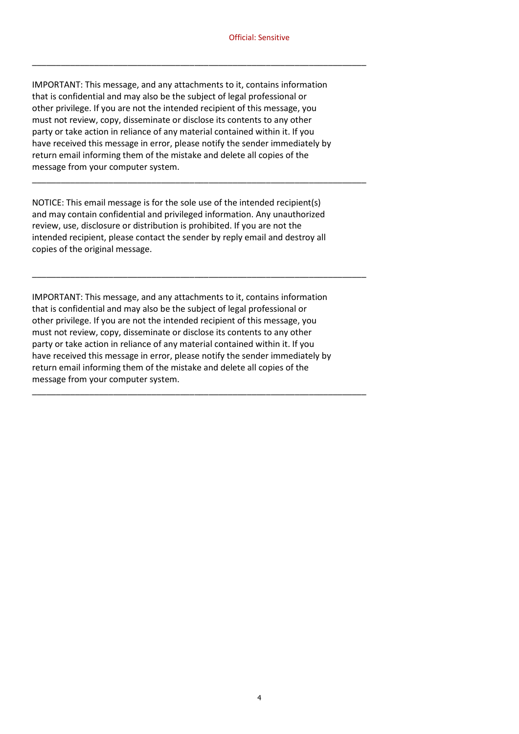---

IMPORTANT: This message, and any attachments to it, contains information that is confidential and may also be the subject of legal professional or other privilege. If you are not the intended recipient of this message, you must not review, copy, disseminate or disclose its contents to any other party or take action in reliance of any material contained within it. If you have received this message in error, please notify the sender immediately by return email informing them of the mistake and delete all copies of the message from your computer system.

---

NOTICE: This email message is for the sole use of the intended recipient(s) and may contain confidential and privileged information. Any unauthorized review, use, disclosure or distribution is prohibited. If you are not the intended recipient, please contact the sender by reply email and destroy all copies of the original message.

---

IMPORTANT: This message, and any attachments to it, contains information that is confidential and may also be the subject of legal professional or other privilege. If you are not the intended recipient of this message, you must not review, copy, disseminate or disclose its contents to any other party or take action in reliance of any material contained within it. If you have received this message in error, please notify the sender immediately by return email informing them of the mistake and delete all copies of the message from your computer system.

---